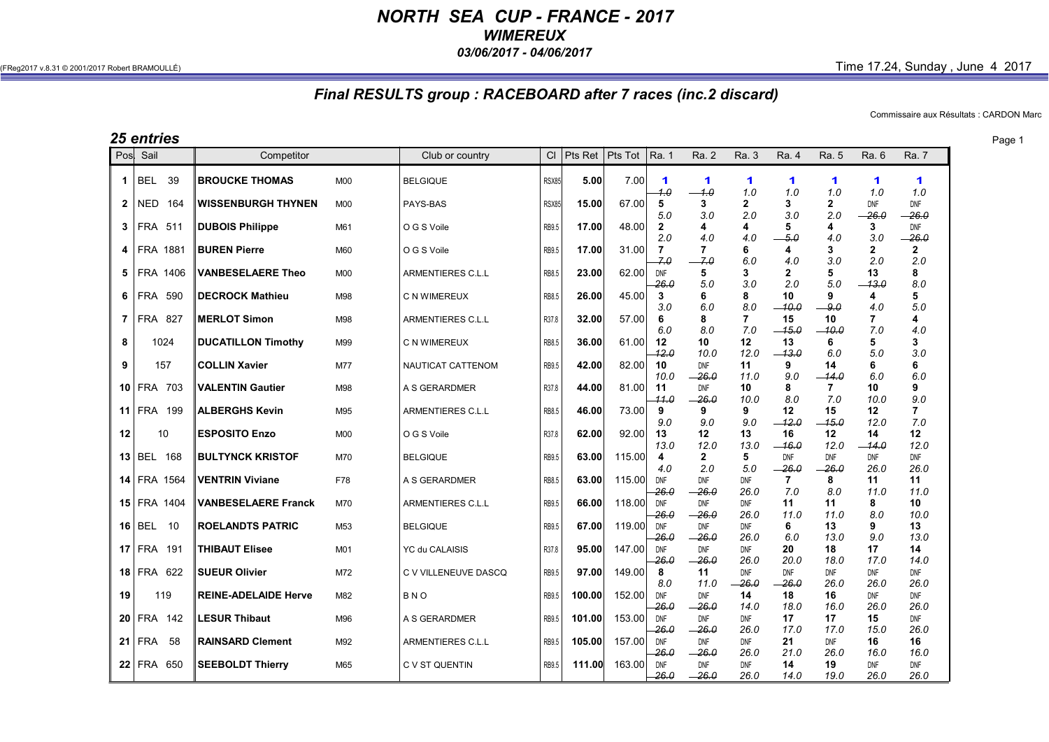# NORTH SEA CUP - FRANCE - 2017

## WIMEREUX

### 03/06/2017 - 04/06/2017

(FReg2017 v.8.31 © 2001/2017 Robert BRAMOULLÉ) Time 17.24, Sunday , June 4 2017

## Final RESULTS group : RACEBOARD after 7 races (inc.2 discard)

Commissaire aux Résultats : CARDON Marc

### 25 entries

| Pos | Sail | Competitor | | Club or country | Cl | Pts Ret | Pts Tot | Ra. 1 | Ra. 2 | Ra. 3 | Ra. 4 | Ra. 5 | Ra. 6 | Ra. 7 |
|---|---|---|---|---|---|---|---|---|---|---|---|---|---|---|
| 1 | BEL 39 | BROUCKE THOMAS | M00 | BELGIQUE | RSX85 | 5.00 | 7.00 | 1 ~~1.0~~ | 1 ~~1.0~~ | 1 1.0 | 1 1.0 | 1 1.0 | 1 1.0 | 1 1.0 |
| 2 | NED 164 | WISSENBURGH THYNEN | M00 | PAYS-BAS | RSX85 | 15.00 | 67.00 | 5 5.0 | 3 3.0 | 2 2.0 | 3 3.0 | 2 2.0 | DNF ~~26.0~~ | DNF ~~26.0~~ |
| 3 | FRA 511 | DUBOIS Philippe | M61 | O G S Voile | RB9.5 | 17.00 | 48.00 | 2 2.0 | 4 4.0 | 4 4.0 | 5 ~~5.0~~ | 4 4.0 | 3 3.0 | DNF ~~26.0~~ |
| 4 | FRA 1881 | BUREN Pierre | M60 | O G S Voile | RB9.5 | 17.00 | 31.00 | 7 ~~7.0~~ | 7 ~~7.0~~ | 6 6.0 | 4 4.0 | 3 3.0 | 2 2.0 | 2 2.0 |
| 5 | FRA 1406 | VANBESELAERE Theo | M00 | ARMENTIERES C.L.L | RB8.5 | 23.00 | 62.00 | DNF ~~26.0~~ | 5 5.0 | 3 3.0 | 2 2.0 | 5 5.0 | 13 ~~13.0~~ | 8 8.0 |
| 6 | FRA 590 | DECROCK Mathieu | M98 | C N WIMEREUX | RB8.5 | 26.00 | 45.00 | 3 3.0 | 6 6.0 | 8 8.0 | 10 ~~10.0~~ | 9 ~~9.0~~ | 4 4.0 | 5 5.0 |
| 7 | FRA 827 | MERLOT Simon | M98 | ARMENTIERES C.L.L | R37.8 | 32.00 | 57.00 | 6 6.0 | 8 8.0 | 7 7.0 | 15 ~~15.0~~ | 10 ~~10.0~~ | 7 7.0 | 4 4.0 |
| 8 | 1024 | DUCATILLON Timothy | M99 | C N WIMEREUX | RB8.5 | 36.00 | 61.00 | 12 ~~12.0~~ | 10 10.0 | 12 12.0 | 13 ~~13.0~~ | 6 6.0 | 5 5.0 | 3 3.0 |
| 9 | 157 | COLLIN Xavier | M77 | NAUTICAT CATTENOM | RB9.5 | 42.00 | 82.00 | 10 10.0 | DNF ~~26.0~~ | 11 11.0 | 9 9.0 | 14 ~~14.0~~ | 6 6.0 | 6 6.0 |
| 10 | FRA 703 | VALENTIN Gautier | M98 | A S GERARDMER | R37.8 | 44.00 | 81.00 | 11 ~~11.0~~ | DNF ~~26.0~~ | 10 10.0 | 8 8.0 | 7 7.0 | 10 10.0 | 9 9.0 |
| 11 | FRA 199 | ALBERGHS Kevin | M95 | ARMENTIERES C.L.L | RB8.5 | 46.00 | 73.00 | 9 9.0 | 9 9.0 | 9 9.0 | 12 ~~12.0~~ | 15 ~~15.0~~ | 12 12.0 | 7 7.0 |
| 12 | 10 | ESPOSITO Enzo | M00 | O G S Voile | R37.8 | 62.00 | 92.00 | 13 13.0 | 12 12.0 | 13 13.0 | 16 ~~16.0~~ | 12 12.0 | 14 ~~14.0~~ | 12 12.0 |
| 13 | BEL 168 | BULTYNCK KRISTOF | M70 | BELGIQUE | RB9.5 | 63.00 | 115.00 | 4 4.0 | 2 2.0 | 5 5.0 | DNF ~~26.0~~ | DNF ~~26.0~~ | DNF 26.0 | DNF 26.0 |
| 14 | FRA 1564 | VENTRIN Viviane | F78 | A S GERARDMER | RB8.5 | 63.00 | 115.00 | DNF ~~26.0~~ | DNF ~~26.0~~ | DNF 26.0 | 7 7.0 | 8 8.0 | 11 11.0 | 11 11.0 |
| 15 | FRA 1404 | VANBESELAERE Franck | M70 | ARMENTIERES C.L.L | RB9.5 | 66.00 | 118.00 | DNF ~~26.0~~ | DNF ~~26.0~~ | DNF 26.0 | 11 11.0 | 11 11.0 | 8 8.0 | 10 10.0 |
| 16 | BEL 10 | ROELANDTS PATRIC | M53 | BELGIQUE | RB9.5 | 67.00 | 119.00 | DNF ~~26.0~~ | DNF ~~26.0~~ | DNF 26.0 | 6 6.0 | 13 13.0 | 9 9.0 | 13 13.0 |
| 17 | FRA 191 | THIBAUT Elisee | M01 | YC du CALAISIS | R37.8 | 95.00 | 147.00 | DNF ~~26.0~~ | DNF ~~26.0~~ | DNF 26.0 | 20 20.0 | 18 18.0 | 17 17.0 | 14 14.0 |
| 18 | FRA 622 | SUEUR Olivier | M72 | C V VILLENEUVE DASCQ | RB9.5 | 97.00 | 149.00 | 8 8.0 | 11 11.0 | DNF ~~26.0~~ | DNF ~~26.0~~ | DNF 26.0 | DNF 26.0 | DNF 26.0 |
| 19 | 119 | REINE-ADELAIDE Herve | M82 | B N O | RB9.5 | 100.00 | 152.00 | DNF ~~26.0~~ | DNF ~~26.0~~ | 14 14.0 | 18 18.0 | 16 16.0 | DNF 26.0 | DNF 26.0 |
| 20 | FRA 142 | LESUR Thibaut | M96 | A S GERARDMER | RB9.5 | 101.00 | 153.00 | DNF ~~26.0~~ | DNF ~~26.0~~ | DNF 26.0 | 17 17.0 | 17 17.0 | 15 15.0 | DNF 26.0 |
| 21 | FRA 58 | RAINSARD Clement | M92 | ARMENTIERES C.L.L | RB9.5 | 105.00 | 157.00 | DNF ~~26.0~~ | DNF ~~26.0~~ | DNF 26.0 | 21 21.0 | DNF 26.0 | 16 16.0 | 16 16.0 |
| 22 | FRA 650 | SEEBOLDT Thierry | M65 | C V ST QUENTIN | RB9.5 | 111.00 | 163.00 | DNF ~~26.0~~ | DNF ~~26.0~~ | DNF 26.0 | 14 14.0 | 19 19.0 | DNF 26.0 | DNF 26.0 |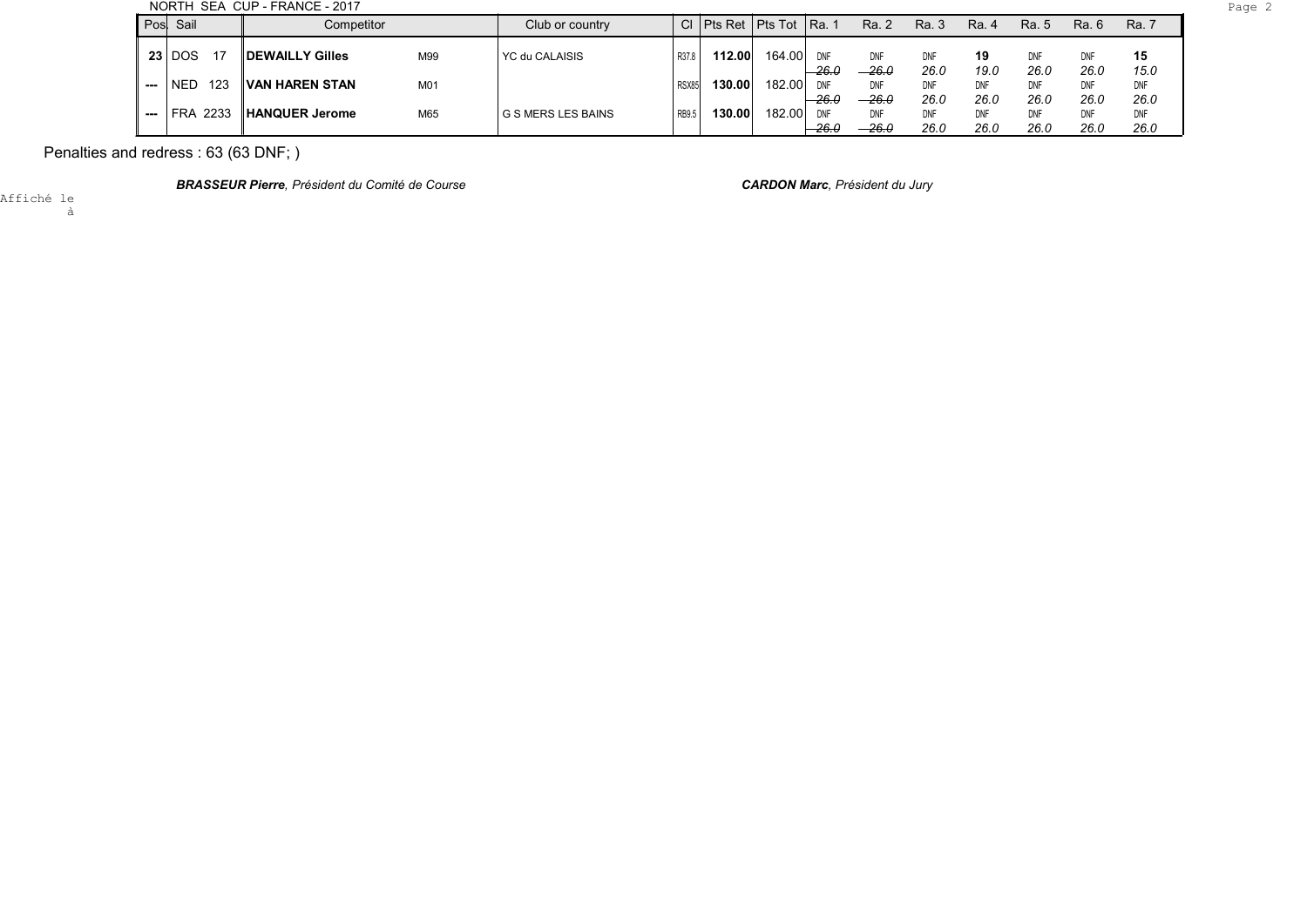NORTH SEA CUP - FRANCE - 2017

| Pos | Sail | Competitor | | Club or country | Cl | Pts Ret | Pts Tot | Ra. 1 | Ra. 2 | Ra. 3 | Ra. 4 | Ra. 5 | Ra. 6 | Ra. 7 |
|---|---|---|---|---|---|---|---|---|---|---|---|---|---|---|
| **23** | DOS 17 | **DEWAILLY Gilles** | M99 | YC du CALAISIS | R37.8 | **112.00** | 164.00 | DNF ~~26.0~~ | DNF ~~26.0~~ | DNF *26.0* | **19** *19.0* | DNF *26.0* | DNF *26.0* | **15** *15.0* |
| --- | NED 123 | **VAN HAREN STAN** | M01 | | RSX85 | **130.00** | 182.00 | DNF ~~26.0~~ | DNF ~~26.0~~ | DNF *26.0* | DNF *26.0* | DNF *26.0* | DNF *26.0* | DNF *26.0* |
| --- | FRA 2233 | **HANQUER Jerome** | M65 | G S MERS LES BAINS | RB9.5 | **130.00** | 182.00 | DNF ~~26.0~~ | DNF ~~26.0~~ | DNF *26.0* | DNF *26.0* | DNF *26.0* | DNF *26.0* | DNF *26.0* |

Penalties and redress : 63 (63 DNF; )

***BRASSEUR Pierre**, Président du Comité de Course*

***CARDON Marc**, Président du Jury*

Affiché le
à